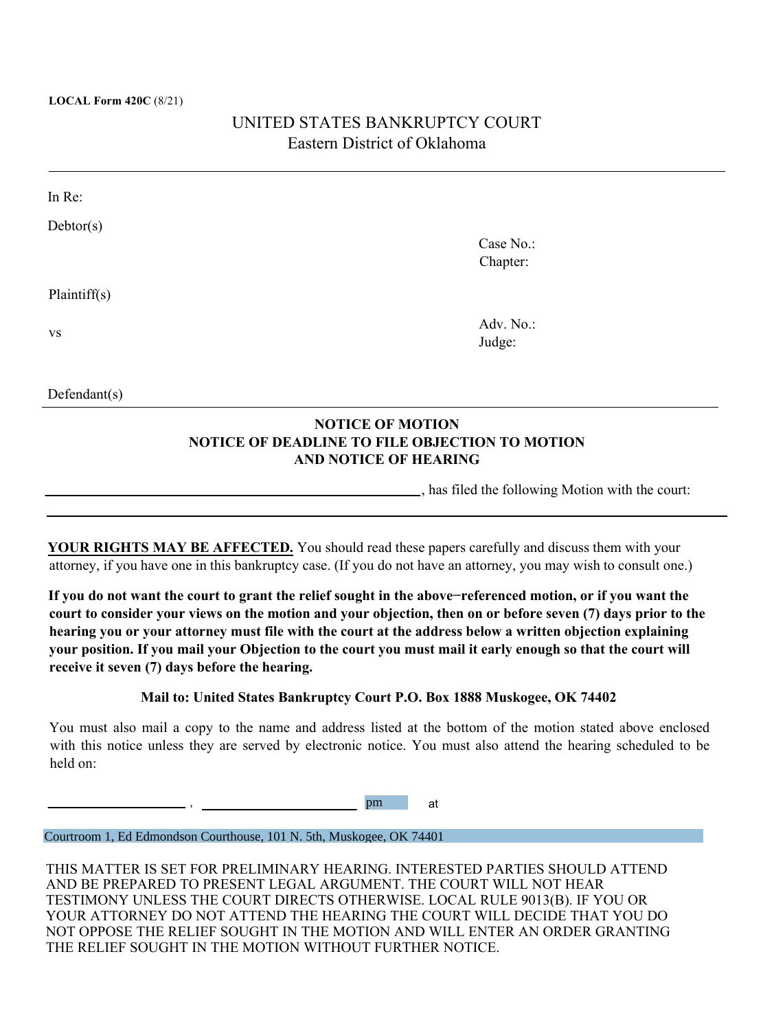**LOCAL Form 420C** (8/21)

UNITED STATES BANKRUPTCY COURT
Eastern District of Oklahoma

---

In Re:

Debtor(s)

Case No.:
Chapter:

Plaintiff(s)

vs

Adv. No.:
Judge:

Defendant(s)

---

**NOTICE OF MOTION**
**NOTICE OF DEADLINE TO FILE OBJECTION TO MOTION**
**AND NOTICE OF HEARING**

______________________________________________, has filed the following Motion with the court:

______________________________________________________________________________

**YOUR RIGHTS MAY BE AFFECTED.** You should read these papers carefully and discuss them with your attorney, if you have one in this bankruptcy case. (If you do not have an attorney, you may wish to consult one.)

**If you do not want the court to grant the relief sought in the above−referenced motion, or if you want the court to consider your views on the motion and your objection, then on or before seven (7) days prior to the hearing you or your attorney must file with the court at the address below a written objection explaining your position. If you mail your Objection to the court you must mail it early enough so that the court will receive it seven (7) days before the hearing.**

**Mail to: United States Bankruptcy Court P.O. Box 1888 Muskogee, OK 74402**

You must also mail a copy to the name and address listed at the bottom of the motion stated above enclosed with this notice unless they are served by electronic notice. You must also attend the hearing scheduled to be held on:

____________________ , ______________________ pm at

Courtroom 1, Ed Edmondson Courthouse, 101 N. 5th, Muskogee, OK 74401

THIS MATTER IS SET FOR PRELIMINARY HEARING. INTERESTED PARTIES SHOULD ATTEND AND BE PREPARED TO PRESENT LEGAL ARGUMENT. THE COURT WILL NOT HEAR TESTIMONY UNLESS THE COURT DIRECTS OTHERWISE. LOCAL RULE 9013(B). IF YOU OR YOUR ATTORNEY DO NOT ATTEND THE HEARING THE COURT WILL DECIDE THAT YOU DO NOT OPPOSE THE RELIEF SOUGHT IN THE MOTION AND WILL ENTER AN ORDER GRANTING THE RELIEF SOUGHT IN THE MOTION WITHOUT FURTHER NOTICE.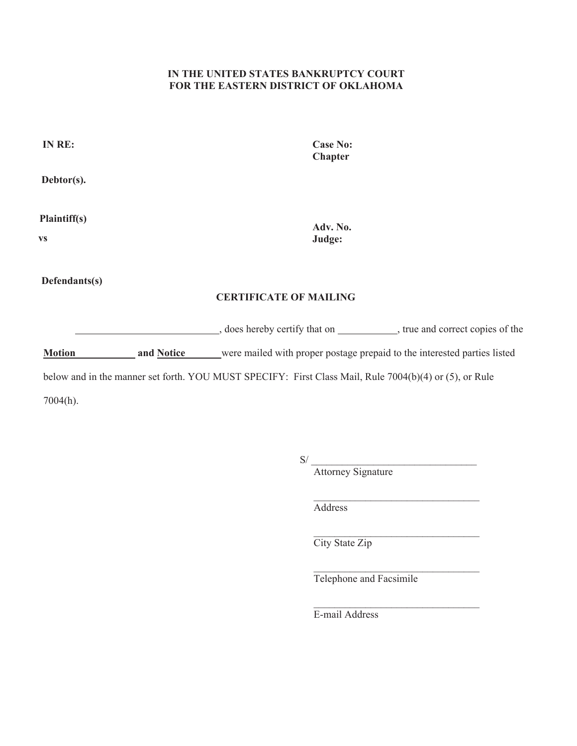**IN THE UNITED STATES BANKRUPTCY COURT**
**FOR THE EASTERN DISTRICT OF OKLAHOMA**

**IN RE:** **Case No:**
**Chapter**

**Debtor(s).**

**Plaintiff(s)**

**vs** **Adv. No.**
**Judge:**

**Defendants(s)**

**CERTIFICATE OF MAILING**

\_\_\_\_\_\_\_\_\_\_\_\_\_\_\_\_\_\_\_\_\_\_\_\_\_\_\_\_, does hereby certify that on \_\_\_\_\_\_\_\_\_\_\_\_, true and correct copies of the **Motion** \_\_\_\_\_\_\_\_\_\_\_\_ **and Notice** \_\_\_\_\_\_\_ were mailed with proper postage prepaid to the interested parties listed below and in the manner set forth. YOU MUST SPECIFY: First Class Mail, Rule 7004(b)(4) or (5), or Rule 7004(h).

S/ \_\_\_\_\_\_\_\_\_\_\_\_\_\_\_\_\_\_\_\_\_\_\_\_\_\_\_\_\_\_\_\_
Attorney Signature

\_\_\_\_\_\_\_\_\_\_\_\_\_\_\_\_\_\_\_\_\_\_\_\_\_\_\_\_\_\_\_\_\_\_
Address

\_\_\_\_\_\_\_\_\_\_\_\_\_\_\_\_\_\_\_\_\_\_\_\_\_\_\_\_\_\_\_\_\_\_
City State Zip

\_\_\_\_\_\_\_\_\_\_\_\_\_\_\_\_\_\_\_\_\_\_\_\_\_\_\_\_\_\_\_\_\_\_
Telephone and Facsimile

\_\_\_\_\_\_\_\_\_\_\_\_\_\_\_\_\_\_\_\_\_\_\_\_\_\_\_\_\_\_\_\_\_\_
E-mail Address